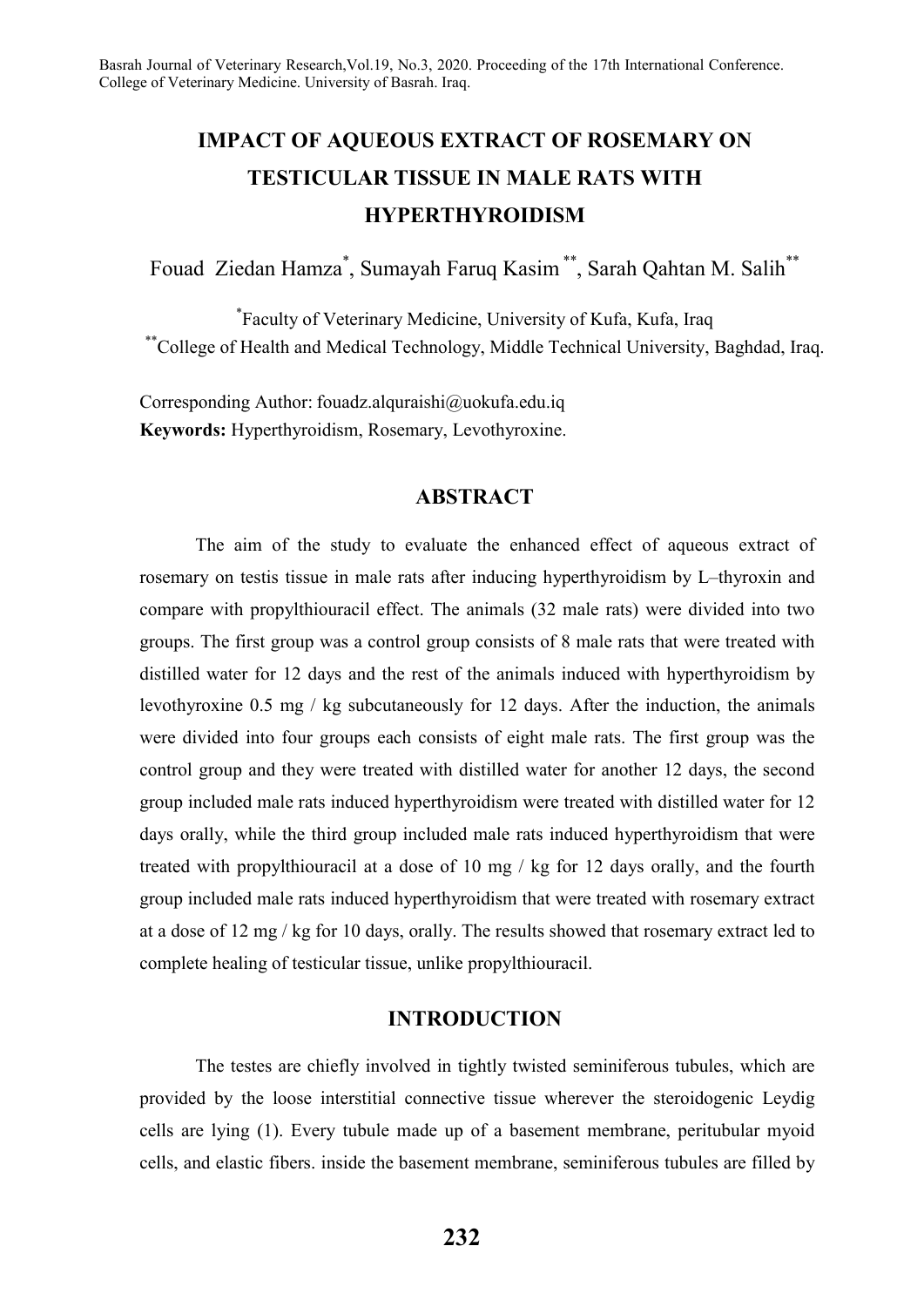# IMPACT OF AQUEOUS EXTRACT OF ROSEMARY ON TESTICULAR TISSUE IN MALE RATS WITH HYPERTHYROIDISM

Fouad Ziedan Hamza[*], Sumayah Faruq Kasim[**], Sarah Qahtan M. Salih[**]

[*]Faculty of Veterinary Medicine, University of Kufa, Kufa, Iraq
[**]College of Health and Medical Technology, Middle Technical University, Baghdad, Iraq.

Corresponding Author: fouadz.alquraishi@uokufa.edu.iq
**Keywords:** Hyperthyroidism, Rosemary, Levothyroxine.

## ABSTRACT

The aim of the study to evaluate the enhanced effect of aqueous extract of rosemary on testis tissue in male rats after inducing hyperthyroidism by L–thyroxin and compare with propylthiouracil effect. The animals (32 male rats) were divided into two groups. The first group was a control group consists of 8 male rats that were treated with distilled water for 12 days and the rest of the animals induced with hyperthyroidism by levothyroxine 0.5 mg / kg subcutaneously for 12 days. After the induction, the animals were divided into four groups each consists of eight male rats. The first group was the control group and they were treated with distilled water for another 12 days, the second group included male rats induced hyperthyroidism were treated with distilled water for 12 days orally, while the third group included male rats induced hyperthyroidism that were treated with propylthiouracil at a dose of 10 mg / kg for 12 days orally, and the fourth group included male rats induced hyperthyroidism that were treated with rosemary extract at a dose of 12 mg / kg for 10 days, orally. The results showed that rosemary extract led to complete healing of testicular tissue, unlike propylthiouracil.

## INTRODUCTION

The testes are chiefly involved in tightly twisted seminiferous tubules, which are provided by the loose interstitial connective tissue wherever the steroidogenic Leydig cells are lying (1). Every tubule made up of a basement membrane, peritubular myoid cells, and elastic fibers. inside the basement membrane, seminiferous tubules are filled by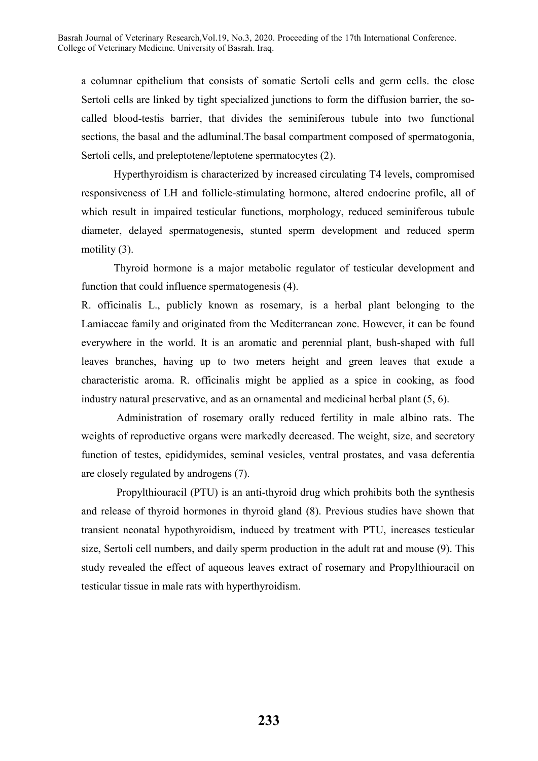a columnar epithelium that consists of somatic Sertoli cells and germ cells. the close Sertoli cells are linked by tight specialized junctions to form the diffusion barrier, the so-called blood-testis barrier, that divides the seminiferous tubule into two functional sections, the basal and the adluminal.The basal compartment composed of spermatogonia, Sertoli cells, and preleptotene/leptotene spermatocytes (2).

Hyperthyroidism is characterized by increased circulating T4 levels, compromised responsiveness of LH and follicle-stimulating hormone, altered endocrine profile, all of which result in impaired testicular functions, morphology, reduced seminiferous tubule diameter, delayed spermatogenesis, stunted sperm development and reduced sperm motility (3).

Thyroid hormone is a major metabolic regulator of testicular development and function that could influence spermatogenesis (4).

R. officinalis L., publicly known as rosemary, is a herbal plant belonging to the Lamiaceae family and originated from the Mediterranean zone. However, it can be found everywhere in the world. It is an aromatic and perennial plant, bush-shaped with full leaves branches, having up to two meters height and green leaves that exude a characteristic aroma. R. officinalis might be applied as a spice in cooking, as food industry natural preservative, and as an ornamental and medicinal herbal plant (5, 6).

Administration of rosemary orally reduced fertility in male albino rats. The weights of reproductive organs were markedly decreased. The weight, size, and secretory function of testes, epididymides, seminal vesicles, ventral prostates, and vasa deferentia are closely regulated by androgens (7).

Propylthiouracil (PTU) is an anti-thyroid drug which prohibits both the synthesis and release of thyroid hormones in thyroid gland (8). Previous studies have shown that transient neonatal hypothyroidism, induced by treatment with PTU, increases testicular size, Sertoli cell numbers, and daily sperm production in the adult rat and mouse (9). This study revealed the effect of aqueous leaves extract of rosemary and Propylthiouracil on testicular tissue in male rats with hyperthyroidism.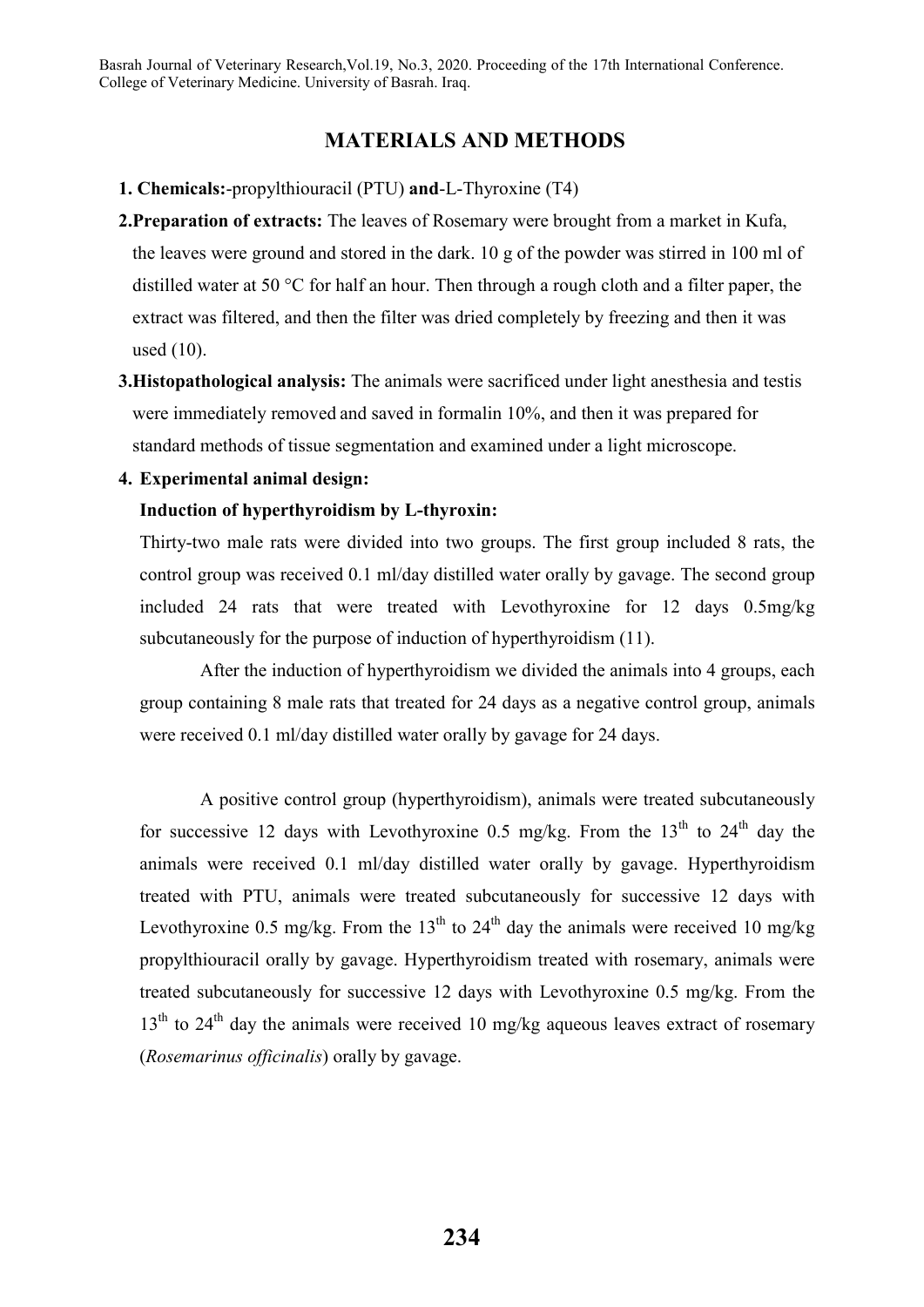## MATERIALS AND METHODS

1. **Chemicals:**-propylthiouracil (PTU) **and**-L-Thyroxine (T4)
2. **Preparation of extracts:** The leaves of Rosemary were brought from a market in Kufa, the leaves were ground and stored in the dark. 10 g of the powder was stirred in 100 ml of distilled water at 50 °C for half an hour. Then through a rough cloth and a filter paper, the extract was filtered, and then the filter was dried completely by freezing and then it was used (10).
3. **Histopathological analysis:** The animals were sacrificed under light anesthesia and testis were immediately removed and saved in formalin 10%, and then it was prepared for standard methods of tissue segmentation and examined under a light microscope.
4. **Experimental animal design:**

**Induction of hyperthyroidism by L-thyroxin:**

Thirty-two male rats were divided into two groups. The first group included 8 rats, the control group was received 0.1 ml/day distilled water orally by gavage. The second group included 24 rats that were treated with Levothyroxine for 12 days 0.5mg/kg subcutaneously for the purpose of induction of hyperthyroidism (11).

After the induction of hyperthyroidism we divided the animals into 4 groups, each group containing 8 male rats that treated for 24 days as a negative control group, animals were received 0.1 ml/day distilled water orally by gavage for 24 days.

A positive control group (hyperthyroidism), animals were treated subcutaneously for successive 12 days with Levothyroxine 0.5 mg/kg. From the 13th to 24th day the animals were received 0.1 ml/day distilled water orally by gavage. Hyperthyroidism treated with PTU, animals were treated subcutaneously for successive 12 days with Levothyroxine 0.5 mg/kg. From the 13th to 24th day the animals were received 10 mg/kg propylthiouracil orally by gavage. Hyperthyroidism treated with rosemary, animals were treated subcutaneously for successive 12 days with Levothyroxine 0.5 mg/kg. From the 13th to 24th day the animals were received 10 mg/kg aqueous leaves extract of rosemary (*Rosemarinus officinalis*) orally by gavage.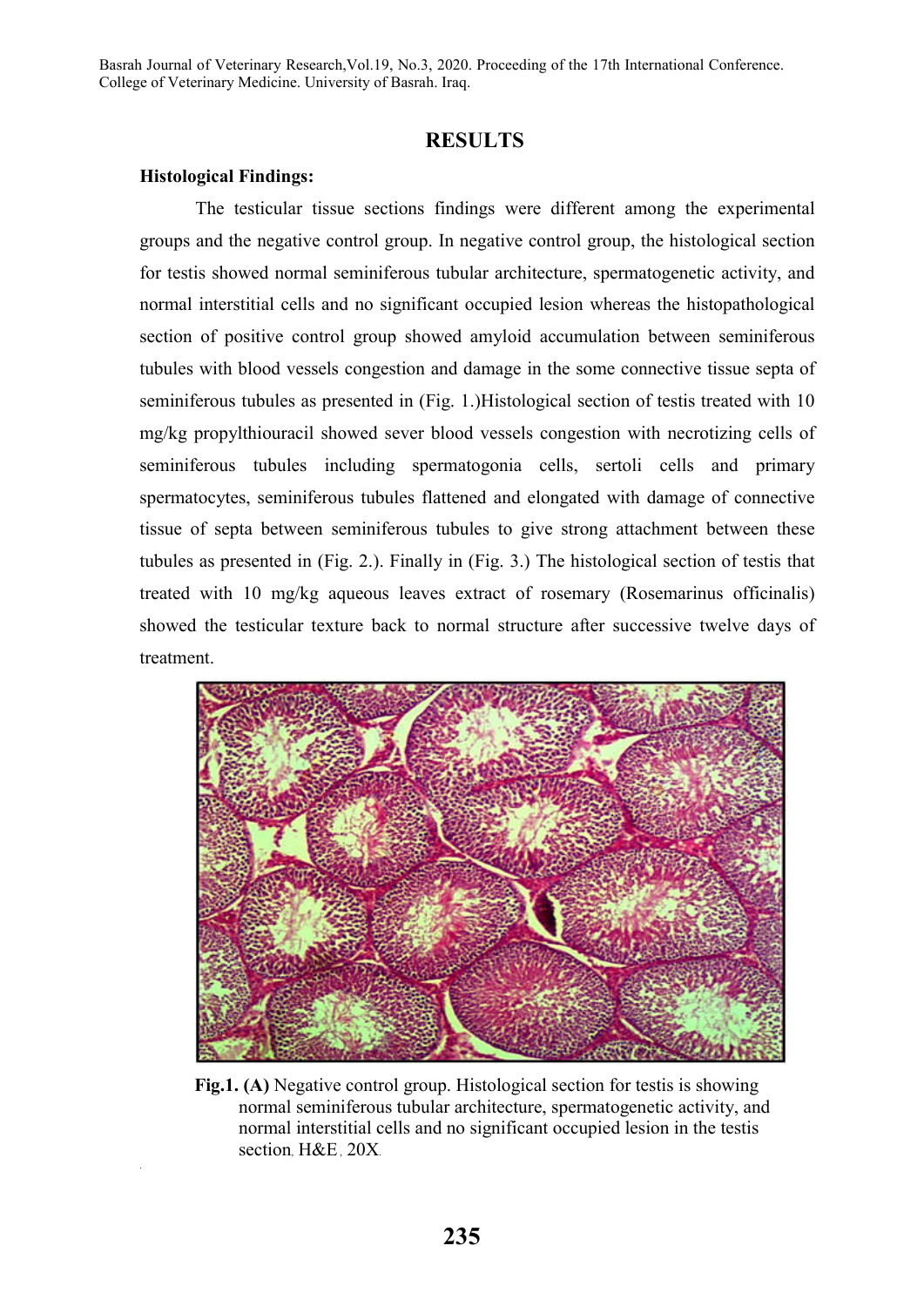## RESULTS

### Histological Findings:

The testicular tissue sections findings were different among the experimental groups and the negative control group. In negative control group, the histological section for testis showed normal seminiferous tubular architecture, spermatogenetic activity, and normal interstitial cells and no significant occupied lesion whereas the histopathological section of positive control group showed amyloid accumulation between seminiferous tubules with blood vessels congestion and damage in the some connective tissue septa of seminiferous tubules as presented in (Fig. 1.)Histological section of testis treated with 10 mg/kg propylthiouracil showed sever blood vessels congestion with necrotizing cells of seminiferous tubules including spermatogonia cells, sertoli cells and primary spermatocytes, seminiferous tubules flattened and elongated with damage of connective tissue of septa between seminiferous tubules to give strong attachment between these tubules as presented in (Fig. 2.). Finally in (Fig. 3.) The histological section of testis that treated with 10 mg/kg aqueous leaves extract of rosemary (Rosemarinus officinalis) showed the testicular texture back to normal structure after successive twelve days of treatment.

**Fig.1. (A)** Negative control group. Histological section for testis is showing normal seminiferous tubular architecture, spermatogenetic activity, and normal interstitial cells and no significant occupied lesion in the testis section. H&E. 20X.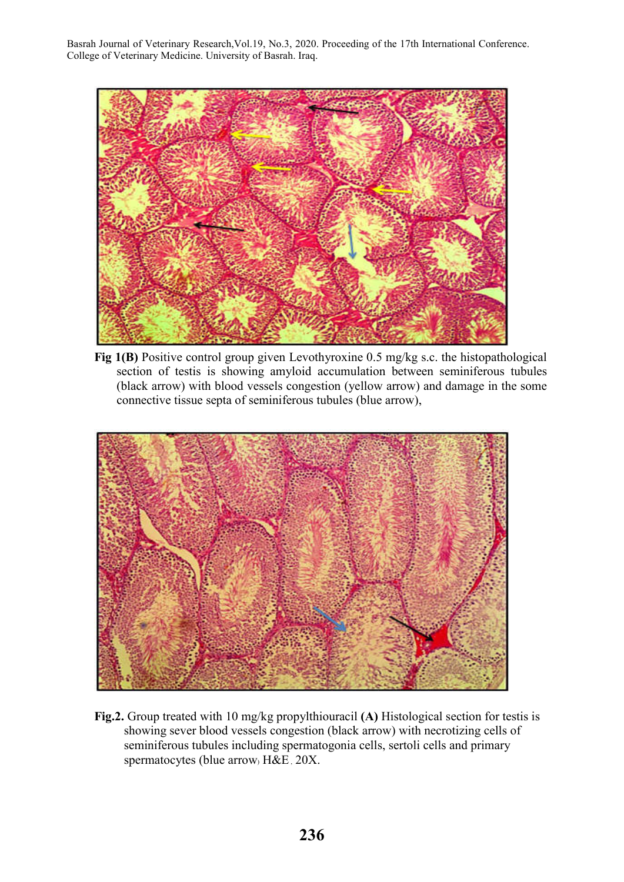**Fig 1(B)** Positive control group given Levothyroxine 0.5 mg/kg s.c. the histopathological section of testis is showing amyloid accumulation between seminiferous tubules (black arrow) with blood vessels congestion (yellow arrow) and damage in the some connective tissue septa of seminiferous tubules (blue arrow),

**Fig.2.** Group treated with 10 mg/kg propylthiouracil **(A)** Histological section for testis is showing sever blood vessels congestion (black arrow) with necrotizing cells of seminiferous tubules including spermatogonia cells, sertoli cells and primary spermatocytes (blue arrow) H&E , 20X.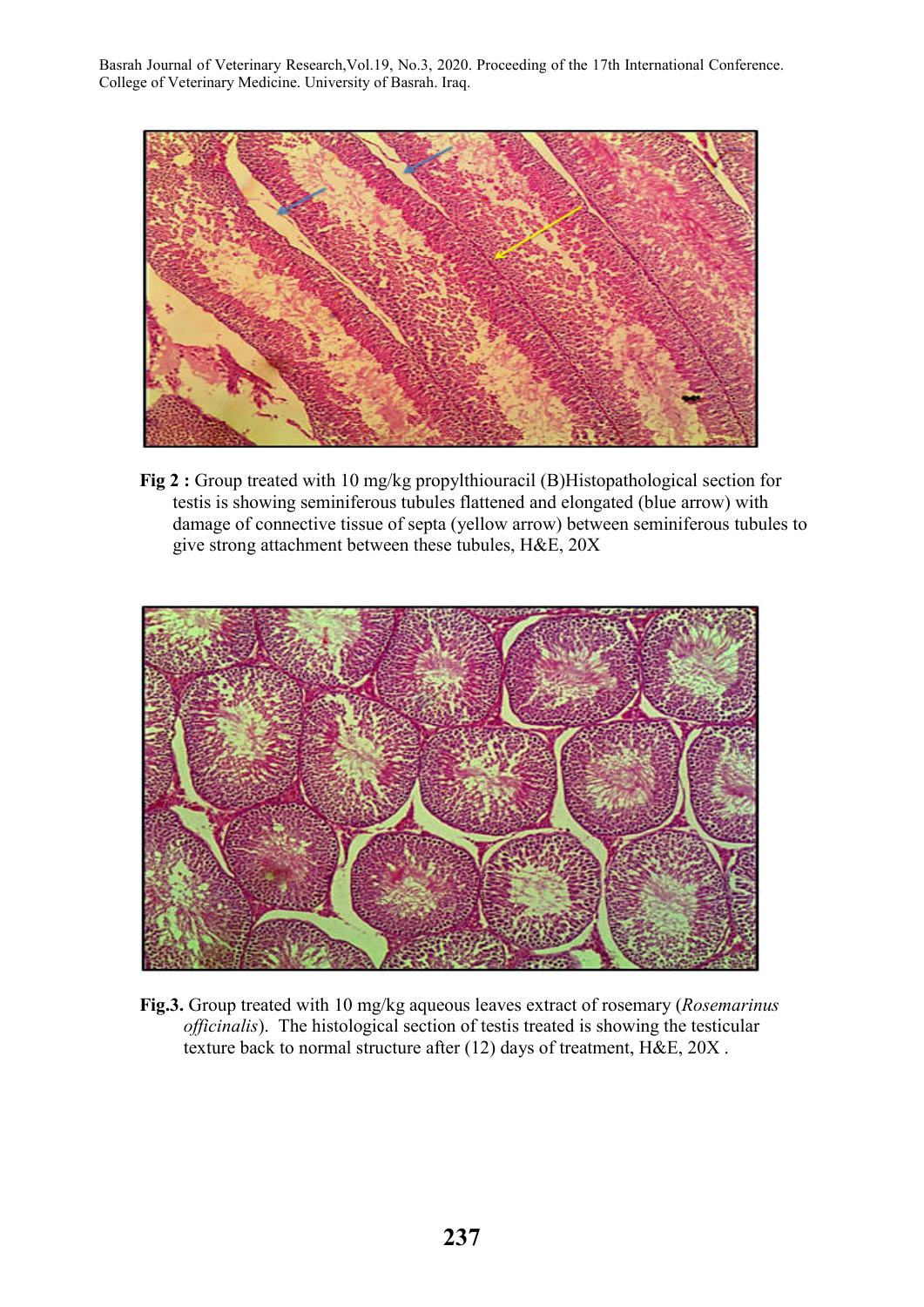**Fig 2 :** Group treated with 10 mg/kg propylthiouracil (B)Histopathological section for testis is showing seminiferous tubules flattened and elongated (blue arrow) with damage of connective tissue of septa (yellow arrow) between seminiferous tubules to give strong attachment between these tubules, H&E, 20X

**Fig.3.** Group treated with 10 mg/kg aqueous leaves extract of rosemary (*Rosemarinus officinalis*). The histological section of testis treated is showing the testicular texture back to normal structure after (12) days of treatment, H&E, 20X .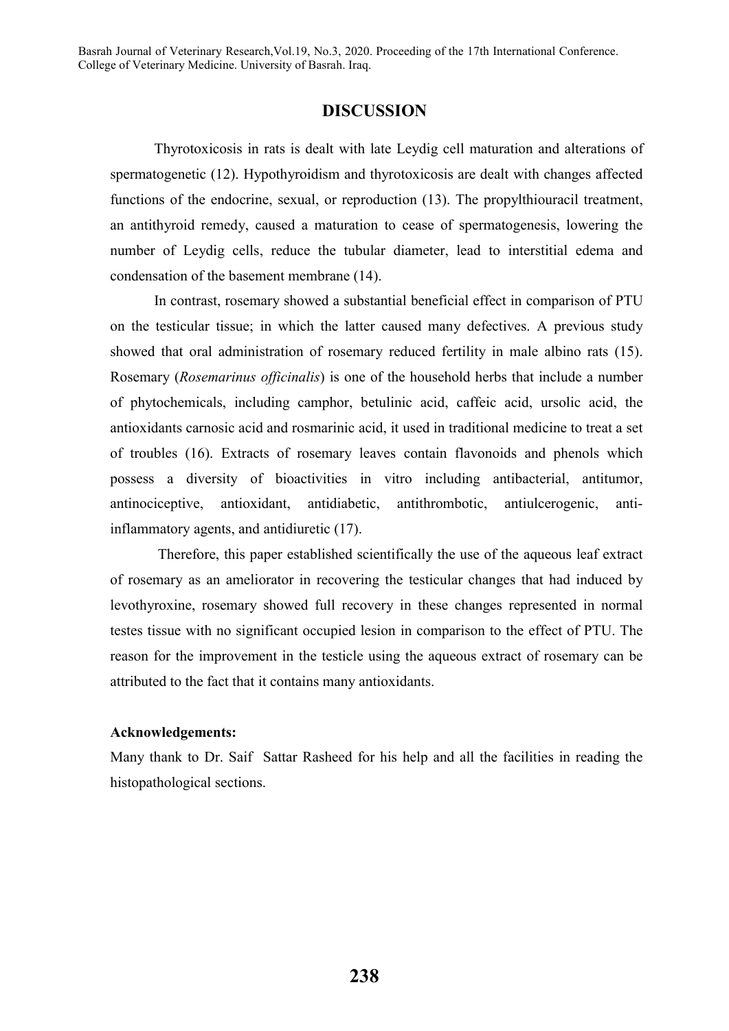## DISCUSSION

Thyrotoxicosis in rats is dealt with late Leydig cell maturation and alterations of spermatogenetic (12). Hypothyroidism and thyrotoxicosis are dealt with changes affected functions of the endocrine, sexual, or reproduction (13). The propylthiouracil treatment, an antithyroid remedy, caused a maturation to cease of spermatogenesis, lowering the number of Leydig cells, reduce the tubular diameter, lead to interstitial edema and condensation of the basement membrane (14).

In contrast, rosemary showed a substantial beneficial effect in comparison of PTU on the testicular tissue; in which the latter caused many defectives. A previous study showed that oral administration of rosemary reduced fertility in male albino rats (15). Rosemary (*Rosemarinus officinalis*) is one of the household herbs that include a number of phytochemicals, including camphor, betulinic acid, caffeic acid, ursolic acid, the antioxidants carnosic acid and rosmarinic acid, it used in traditional medicine to treat a set of troubles (16). Extracts of rosemary leaves contain flavonoids and phenols which possess a diversity of bioactivities in vitro including antibacterial, antitumor, antinociceptive, antioxidant, antidiabetic, antithrombotic, antiulcerogenic, anti-inflammatory agents, and antidiuretic (17).

Therefore, this paper established scientifically the use of the aqueous leaf extract of rosemary as an ameliorator in recovering the testicular changes that had induced by levothyroxine, rosemary showed full recovery in these changes represented in normal testes tissue with no significant occupied lesion in comparison to the effect of PTU. The reason for the improvement in the testicle using the aqueous extract of rosemary can be attributed to the fact that it contains many antioxidants.

**Acknowledgements:**

Many thank to Dr. Saif Sattar Rasheed for his help and all the facilities in reading the histopathological sections.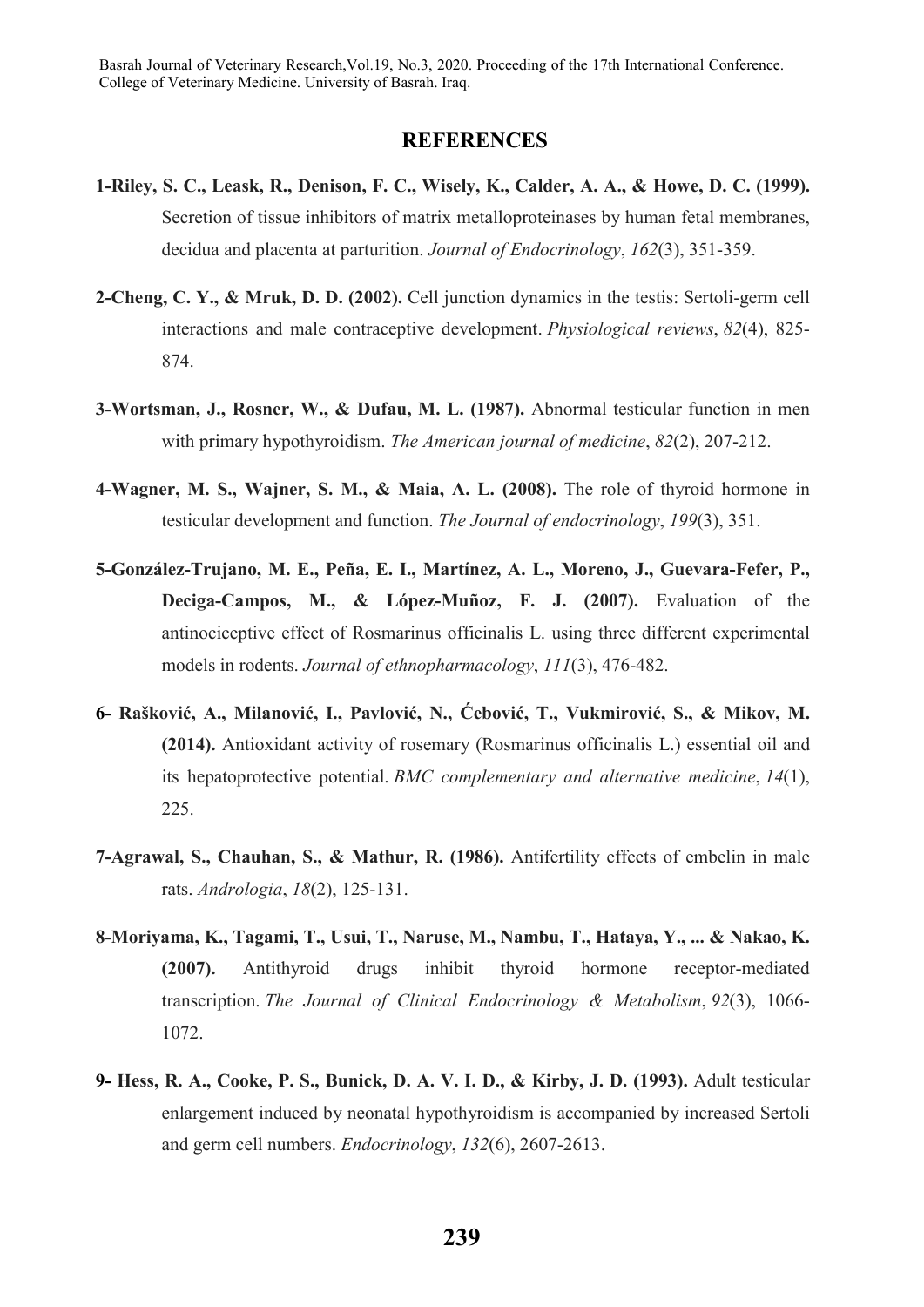## REFERENCES

**1-Riley, S. C., Leask, R., Denison, F. C., Wisely, K., Calder, A. A., & Howe, D. C. (1999).** Secretion of tissue inhibitors of matrix metalloproteinases by human fetal membranes, decidua and placenta at parturition. *Journal of Endocrinology*, *162*(3), 351-359.

**2-Cheng, C. Y., & Mruk, D. D. (2002).** Cell junction dynamics in the testis: Sertoli-germ cell interactions and male contraceptive development. *Physiological reviews*, *82*(4), 825-874.

**3-Wortsman, J., Rosner, W., & Dufau, M. L. (1987).** Abnormal testicular function in men with primary hypothyroidism. *The American journal of medicine*, *82*(2), 207-212.

**4-Wagner, M. S., Wajner, S. M., & Maia, A. L. (2008).** The role of thyroid hormone in testicular development and function. *The Journal of endocrinology*, *199*(3), 351.

**5-González-Trujano, M. E., Peña, E. I., Martínez, A. L., Moreno, J., Guevara-Fefer, P., Deciga-Campos, M., & López-Muñoz, F. J. (2007).** Evaluation of the antinociceptive effect of Rosmarinus officinalis L. using three different experimental models in rodents. *Journal of ethnopharmacology*, *111*(3), 476-482.

**6- Rašković, A., Milanović, I., Pavlović, N., Ćebović, T., Vukmirović, S., & Mikov, M. (2014).** Antioxidant activity of rosemary (Rosmarinus officinalis L.) essential oil and its hepatoprotective potential. *BMC complementary and alternative medicine*, *14*(1), 225.

**7-Agrawal, S., Chauhan, S., & Mathur, R. (1986).** Antifertility effects of embelin in male rats. *Andrologia*, *18*(2), 125-131.

**8-Moriyama, K., Tagami, T., Usui, T., Naruse, M., Nambu, T., Hataya, Y., ... & Nakao, K. (2007).** Antithyroid drugs inhibit thyroid hormone receptor-mediated transcription. *The Journal of Clinical Endocrinology & Metabolism*, *92*(3), 1066-1072.

**9- Hess, R. A., Cooke, P. S., Bunick, D. A. V. I. D., & Kirby, J. D. (1993).** Adult testicular enlargement induced by neonatal hypothyroidism is accompanied by increased Sertoli and germ cell numbers. *Endocrinology*, *132*(6), 2607-2613.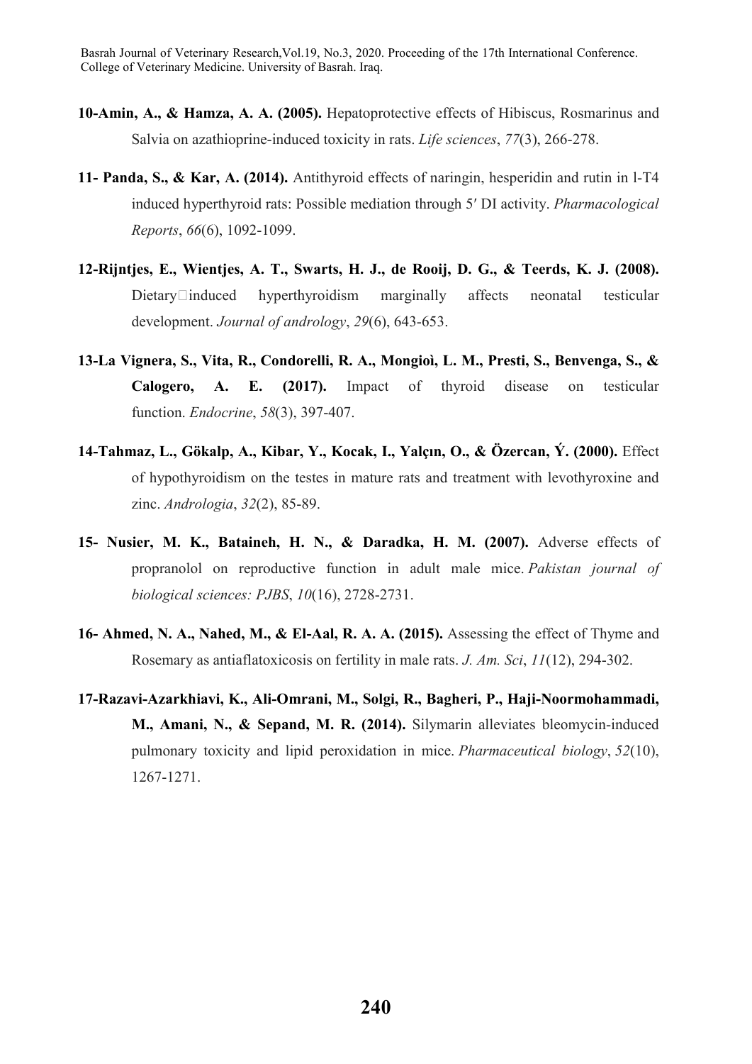**10-Amin, A., & Hamza, A. A. (2005).** Hepatoprotective effects of Hibiscus, Rosmarinus and Salvia on azathioprine-induced toxicity in rats. *Life sciences*, *77*(3), 266-278.

**11- Panda, S., & Kar, A. (2014).** Antithyroid effects of naringin, hesperidin and rutin in l-T4 induced hyperthyroid rats: Possible mediation through 5′ DI activity. *Pharmacological Reports*, *66*(6), 1092-1099.

**12-Rijntjes, E., Wientjes, A. T., Swarts, H. J., de Rooij, D. G., & Teerds, K. J. (2008).** Dietary□induced hyperthyroidism marginally affects neonatal testicular development. *Journal of andrology*, *29*(6), 643-653.

**13-La Vignera, S., Vita, R., Condorelli, R. A., Mongioì, L. M., Presti, S., Benvenga, S., & Calogero, A. E. (2017).** Impact of thyroid disease on testicular function. *Endocrine*, *58*(3), 397-407.

**14-Tahmaz, L., Gökalp, A., Kibar, Y., Kocak, I., Yalçın, O., & Özercan, Ý. (2000).** Effect of hypothyroidism on the testes in mature rats and treatment with levothyroxine and zinc. *Andrologia*, *32*(2), 85-89.

**15- Nusier, M. K., Bataineh, H. N., & Daradka, H. M. (2007).** Adverse effects of propranolol on reproductive function in adult male mice. *Pakistan journal of biological sciences: PJBS*, *10*(16), 2728-2731.

**16- Ahmed, N. A., Nahed, M., & El-Aal, R. A. A. (2015).** Assessing the effect of Thyme and Rosemary as antiaflatoxicosis on fertility in male rats. *J. Am. Sci*, *11*(12), 294-302.

**17-Razavi-Azarkhiavi, K., Ali-Omrani, M., Solgi, R., Bagheri, P., Haji-Noormohammadi, M., Amani, N., & Sepand, M. R. (2014).** Silymarin alleviates bleomycin-induced pulmonary toxicity and lipid peroxidation in mice. *Pharmaceutical biology*, *52*(10), 1267-1271.